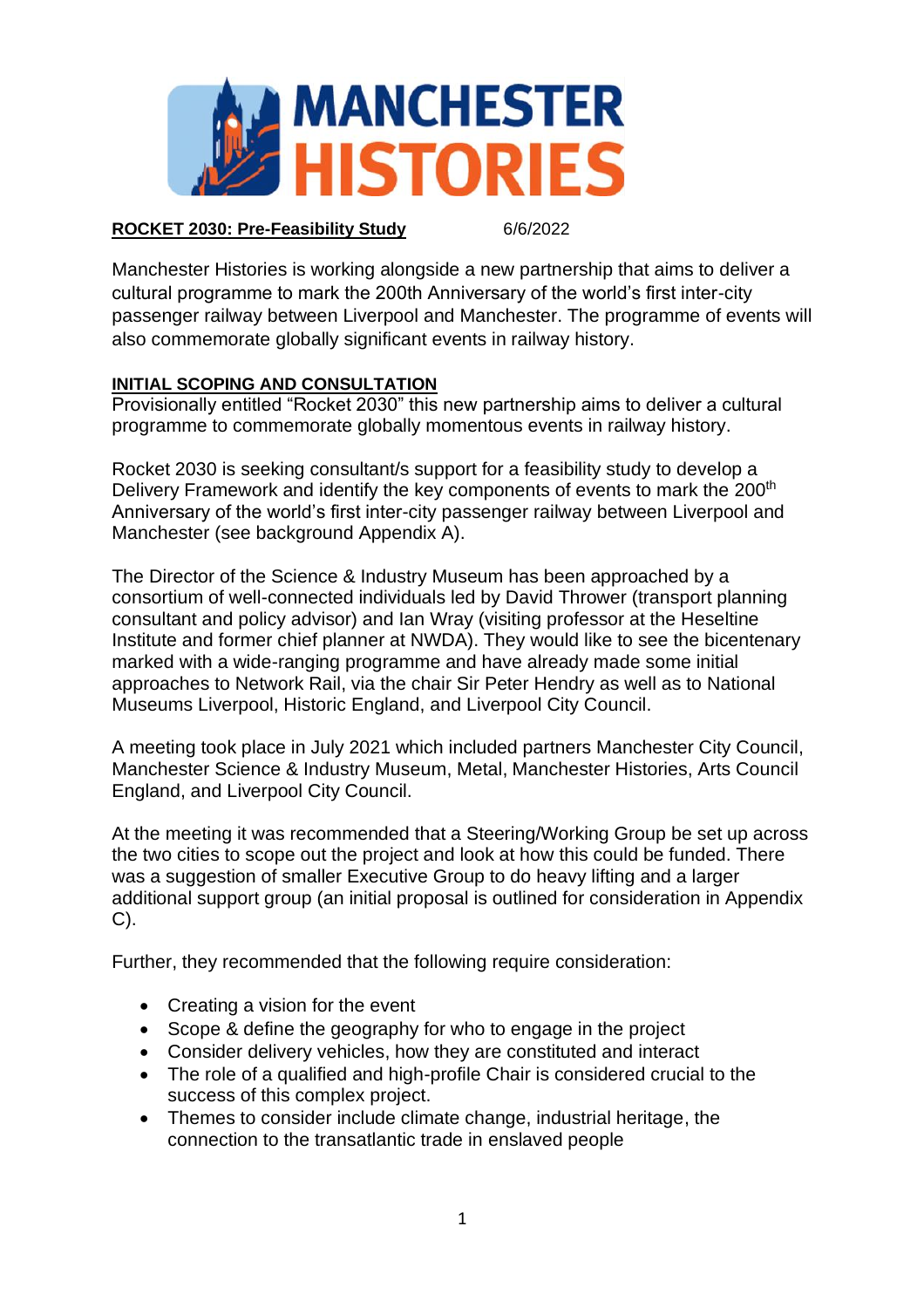# MANCHESTER HISTORIES

**ROCKET 2030: Pre-Feasibility Study** 6/6/2022

Manchester Histories is working alongside a new partnership that aims to deliver a cultural programme to mark the 200th Anniversary of the world's first inter-city passenger railway between Liverpool and Manchester. The programme of events will also commemorate globally significant events in railway history.

## INITIAL SCOPING AND CONSULTATION

Provisionally entitled "Rocket 2030" this new partnership aims to deliver a cultural programme to commemorate globally momentous events in railway history.

Rocket 2030 is seeking consultant/s support for a feasibility study to develop a Delivery Framework and identify the key components of events to mark the 200th Anniversary of the world's first inter-city passenger railway between Liverpool and Manchester (see background Appendix A).

The Director of the Science & Industry Museum has been approached by a consortium of well-connected individuals led by David Thrower (transport planning consultant and policy advisor) and Ian Wray (visiting professor at the Heseltine Institute and former chief planner at NWDA). They would like to see the bicentenary marked with a wide-ranging programme and have already made some initial approaches to Network Rail, via the chair Sir Peter Hendry as well as to National Museums Liverpool, Historic England, and Liverpool City Council.

A meeting took place in July 2021 which included partners Manchester City Council, Manchester Science & Industry Museum, Metal, Manchester Histories, Arts Council England, and Liverpool City Council.

At the meeting it was recommended that a Steering/Working Group be set up across the two cities to scope out the project and look at how this could be funded. There was a suggestion of smaller Executive Group to do heavy lifting and a larger additional support group (an initial proposal is outlined for consideration in Appendix C).

Further, they recommended that the following require consideration:

- Creating a vision for the event
- Scope & define the geography for who to engage in the project
- Consider delivery vehicles, how they are constituted and interact
- The role of a qualified and high-profile Chair is considered crucial to the success of this complex project.
- Themes to consider include climate change, industrial heritage, the connection to the transatlantic trade in enslaved people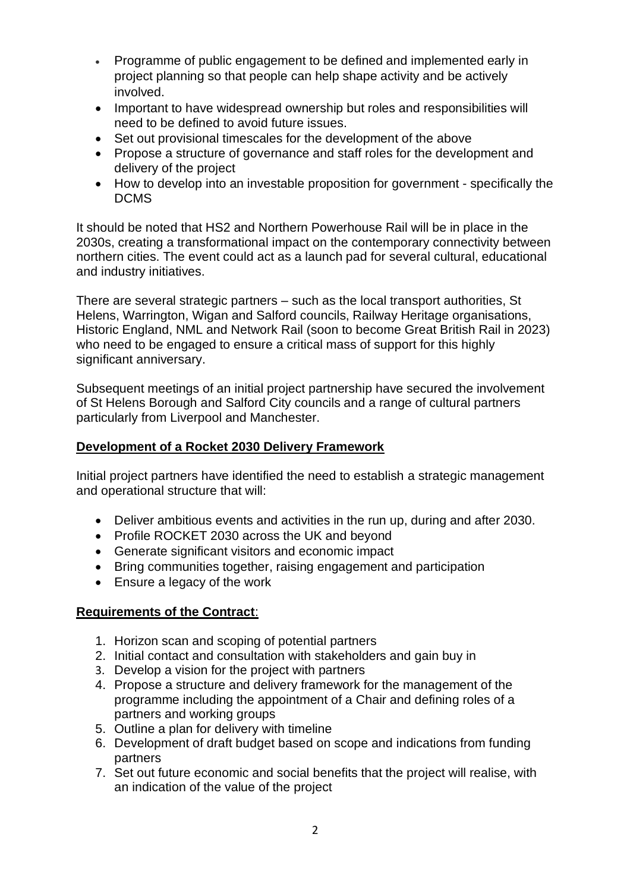- Programme of public engagement to be defined and implemented early in project planning so that people can help shape activity and be actively involved.
- Important to have widespread ownership but roles and responsibilities will need to be defined to avoid future issues.
- Set out provisional timescales for the development of the above
- Propose a structure of governance and staff roles for the development and delivery of the project
- How to develop into an investable proposition for government - specifically the DCMS

It should be noted that HS2 and Northern Powerhouse Rail will be in place in the 2030s, creating a transformational impact on the contemporary connectivity between northern cities. The event could act as a launch pad for several cultural, educational and industry initiatives.

There are several strategic partners – such as the local transport authorities, St Helens, Warrington, Wigan and Salford councils, Railway Heritage organisations, Historic England, NML and Network Rail (soon to become Great British Rail in 2023) who need to be engaged to ensure a critical mass of support for this highly significant anniversary.

Subsequent meetings of an initial project partnership have secured the involvement of St Helens Borough and Salford City councils and a range of cultural partners particularly from Liverpool and Manchester.

**Development of a Rocket 2030 Delivery Framework**

Initial project partners have identified the need to establish a strategic management and operational structure that will:

- Deliver ambitious events and activities in the run up, during and after 2030.
- Profile ROCKET 2030 across the UK and beyond
- Generate significant visitors and economic impact
- Bring communities together, raising engagement and participation
- Ensure a legacy of the work

**Requirements of the Contract**:

1. Horizon scan and scoping of potential partners
2. Initial contact and consultation with stakeholders and gain buy in
3. Develop a vision for the project with partners
4. Propose a structure and delivery framework for the management of the programme including the appointment of a Chair and defining roles of a partners and working groups
5. Outline a plan for delivery with timeline
6. Development of draft budget based on scope and indications from funding partners
7. Set out future economic and social benefits that the project will realise, with an indication of the value of the project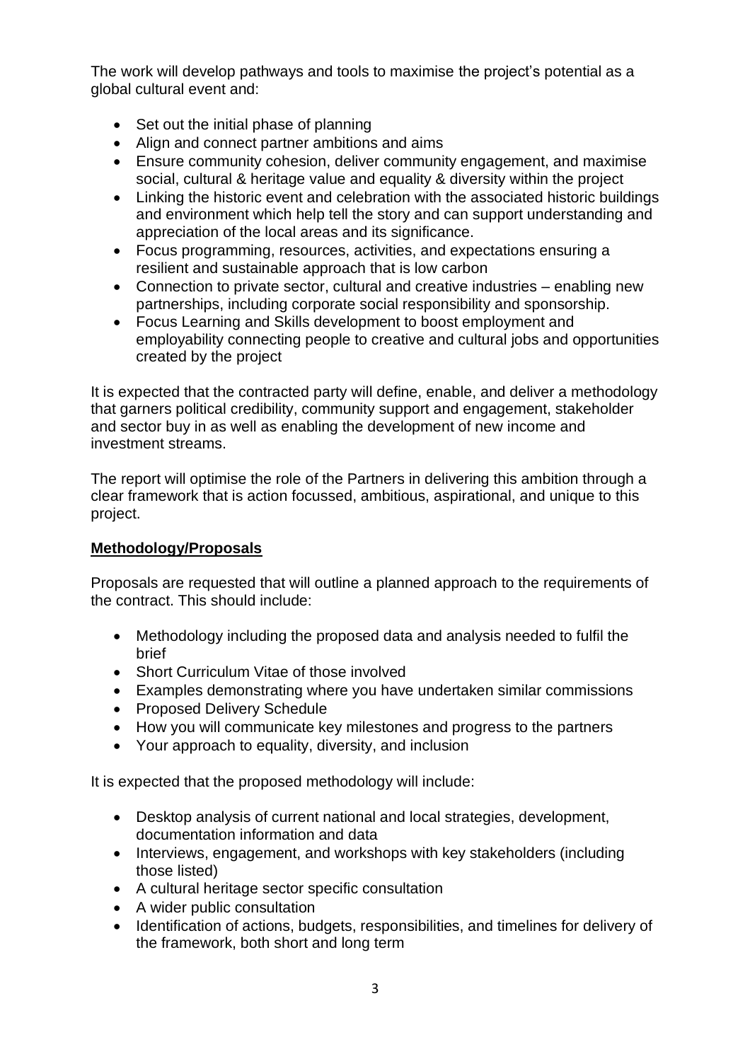The work will develop pathways and tools to maximise the project's potential as a global cultural event and:

- Set out the initial phase of planning
- Align and connect partner ambitions and aims
- Ensure community cohesion, deliver community engagement, and maximise social, cultural & heritage value and equality & diversity within the project
- Linking the historic event and celebration with the associated historic buildings and environment which help tell the story and can support understanding and appreciation of the local areas and its significance.
- Focus programming, resources, activities, and expectations ensuring a resilient and sustainable approach that is low carbon
- Connection to private sector, cultural and creative industries – enabling new partnerships, including corporate social responsibility and sponsorship.
- Focus Learning and Skills development to boost employment and employability connecting people to creative and cultural jobs and opportunities created by the project

It is expected that the contracted party will define, enable, and deliver a methodology that garners political credibility, community support and engagement, stakeholder and sector buy in as well as enabling the development of new income and investment streams.

The report will optimise the role of the Partners in delivering this ambition through a clear framework that is action focussed, ambitious, aspirational, and unique to this project.

**Methodology/Proposals**

Proposals are requested that will outline a planned approach to the requirements of the contract. This should include:

- Methodology including the proposed data and analysis needed to fulfil the brief
- Short Curriculum Vitae of those involved
- Examples demonstrating where you have undertaken similar commissions
- Proposed Delivery Schedule
- How you will communicate key milestones and progress to the partners
- Your approach to equality, diversity, and inclusion

It is expected that the proposed methodology will include:

- Desktop analysis of current national and local strategies, development, documentation information and data
- Interviews, engagement, and workshops with key stakeholders (including those listed)
- A cultural heritage sector specific consultation
- A wider public consultation
- Identification of actions, budgets, responsibilities, and timelines for delivery of the framework, both short and long term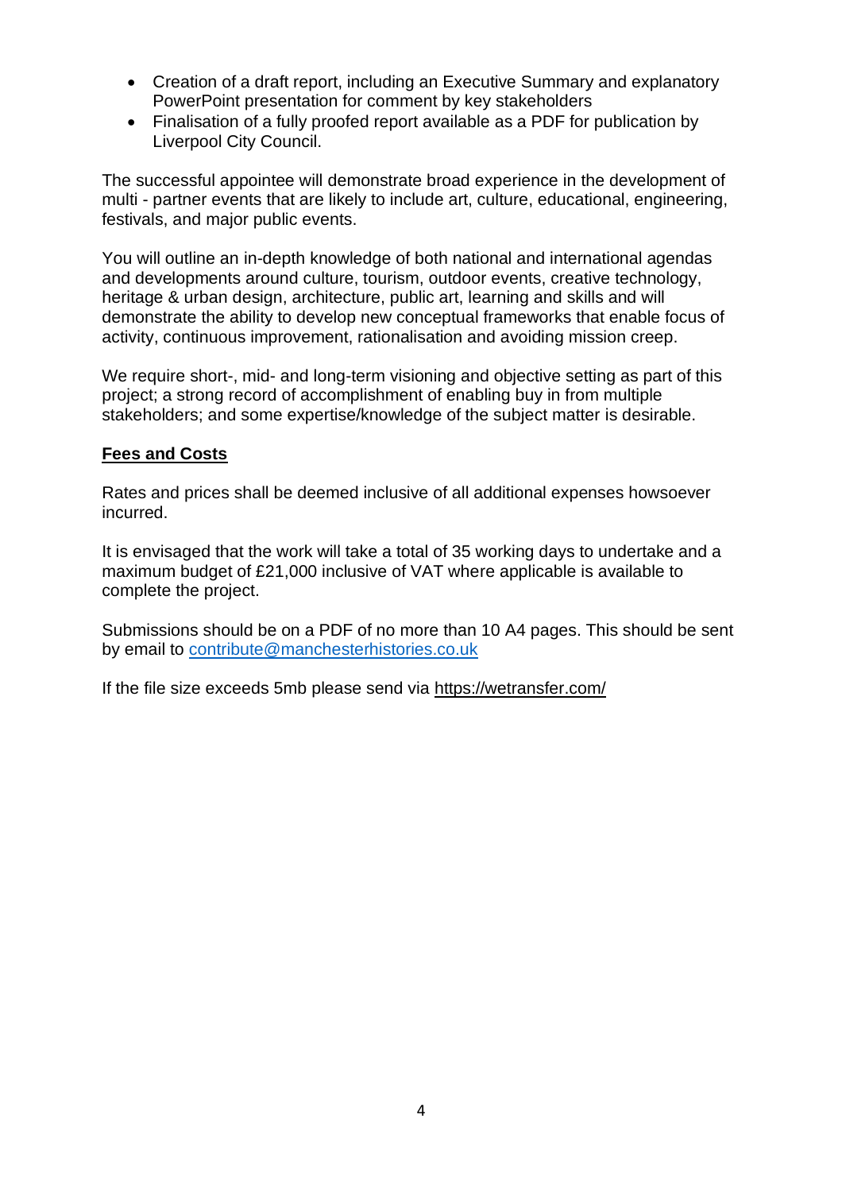- Creation of a draft report, including an Executive Summary and explanatory PowerPoint presentation for comment by key stakeholders
- Finalisation of a fully proofed report available as a PDF for publication by Liverpool City Council.

The successful appointee will demonstrate broad experience in the development of multi - partner events that are likely to include art, culture, educational, engineering, festivals, and major public events.

You will outline an in-depth knowledge of both national and international agendas and developments around culture, tourism, outdoor events, creative technology, heritage & urban design, architecture, public art, learning and skills and will demonstrate the ability to develop new conceptual frameworks that enable focus of activity, continuous improvement, rationalisation and avoiding mission creep.

We require short-, mid- and long-term visioning and objective setting as part of this project; a strong record of accomplishment of enabling buy in from multiple stakeholders; and some expertise/knowledge of the subject matter is desirable.

**Fees and Costs**

Rates and prices shall be deemed inclusive of all additional expenses howsoever incurred.

It is envisaged that the work will take a total of 35 working days to undertake and a maximum budget of £21,000 inclusive of VAT where applicable is available to complete the project.

Submissions should be on a PDF of no more than 10 A4 pages. This should be sent by email to contribute@manchesterhistories.co.uk

If the file size exceeds 5mb please send via https://wetransfer.com/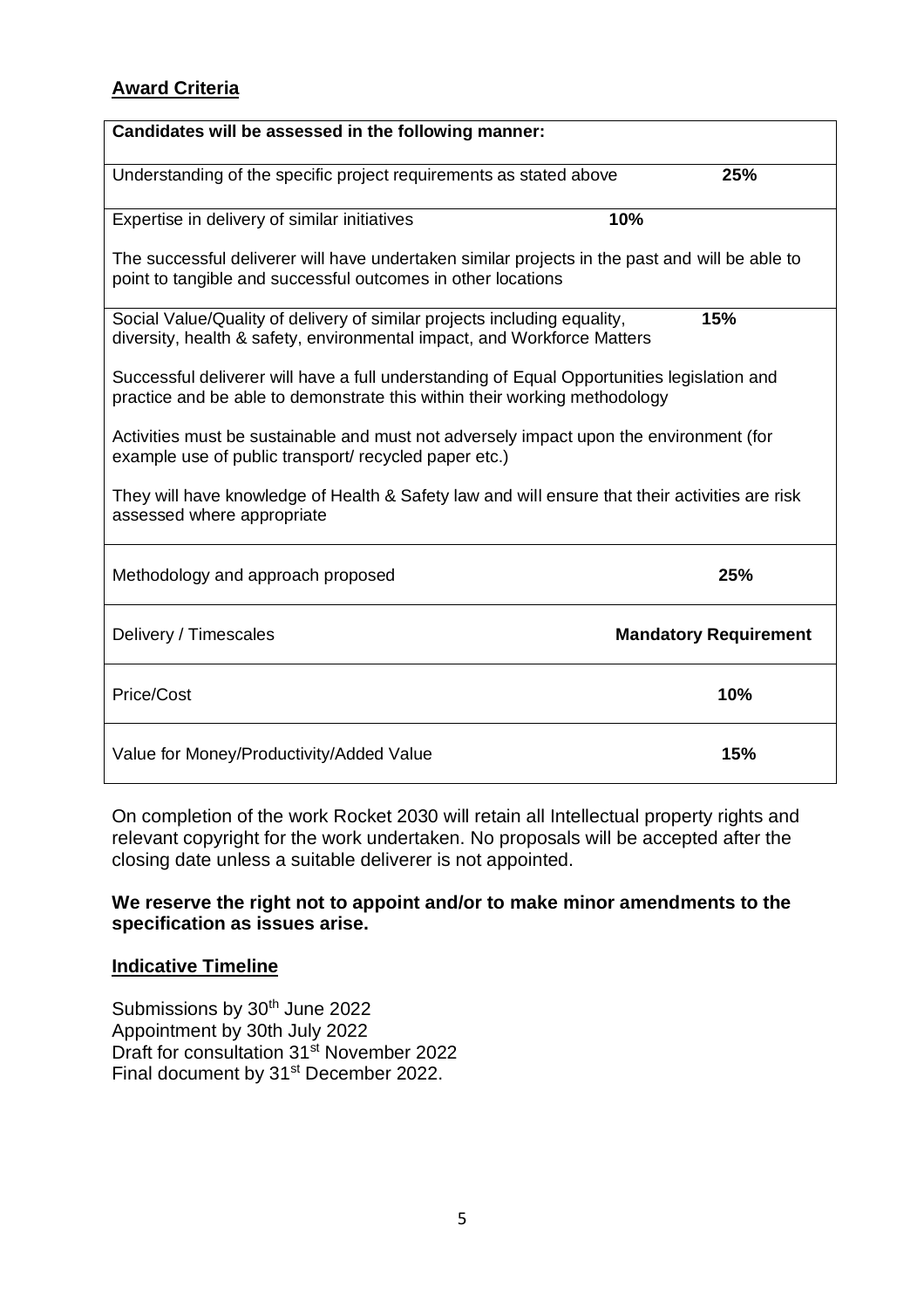## Award Criteria

| Candidates will be assessed in the following manner: | |
|---|---|
| Understanding of the specific project requirements as stated above | **25%** |
| Expertise in delivery of similar initiatives<br><br>The successful deliverer will have undertaken similar projects in the past and will be able to point to tangible and successful outcomes in other locations | **10%** |
| Social Value/Quality of delivery of similar projects including equality, diversity, health & safety, environmental impact, and Workforce Matters<br><br>Successful deliverer will have a full understanding of Equal Opportunities legislation and practice and be able to demonstrate this within their working methodology<br><br>Activities must be sustainable and must not adversely impact upon the environment (for example use of public transport/ recycled paper etc.)<br><br>They will have knowledge of Health & Safety law and will ensure that their activities are risk assessed where appropriate | **15%** |
| Methodology and approach proposed | **25%** |
| Delivery / Timescales | **Mandatory Requirement** |
| Price/Cost | **10%** |
| Value for Money/Productivity/Added Value | **15%** |

On completion of the work Rocket 2030 will retain all Intellectual property rights and relevant copyright for the work undertaken. No proposals will be accepted after the closing date unless a suitable deliverer is not appointed.

**We reserve the right not to appoint and/or to make minor amendments to the specification as issues arise.**

## Indicative Timeline

Submissions by 30th June 2022
Appointment by 30th July 2022
Draft for consultation 31st November 2022
Final document by 31st December 2022.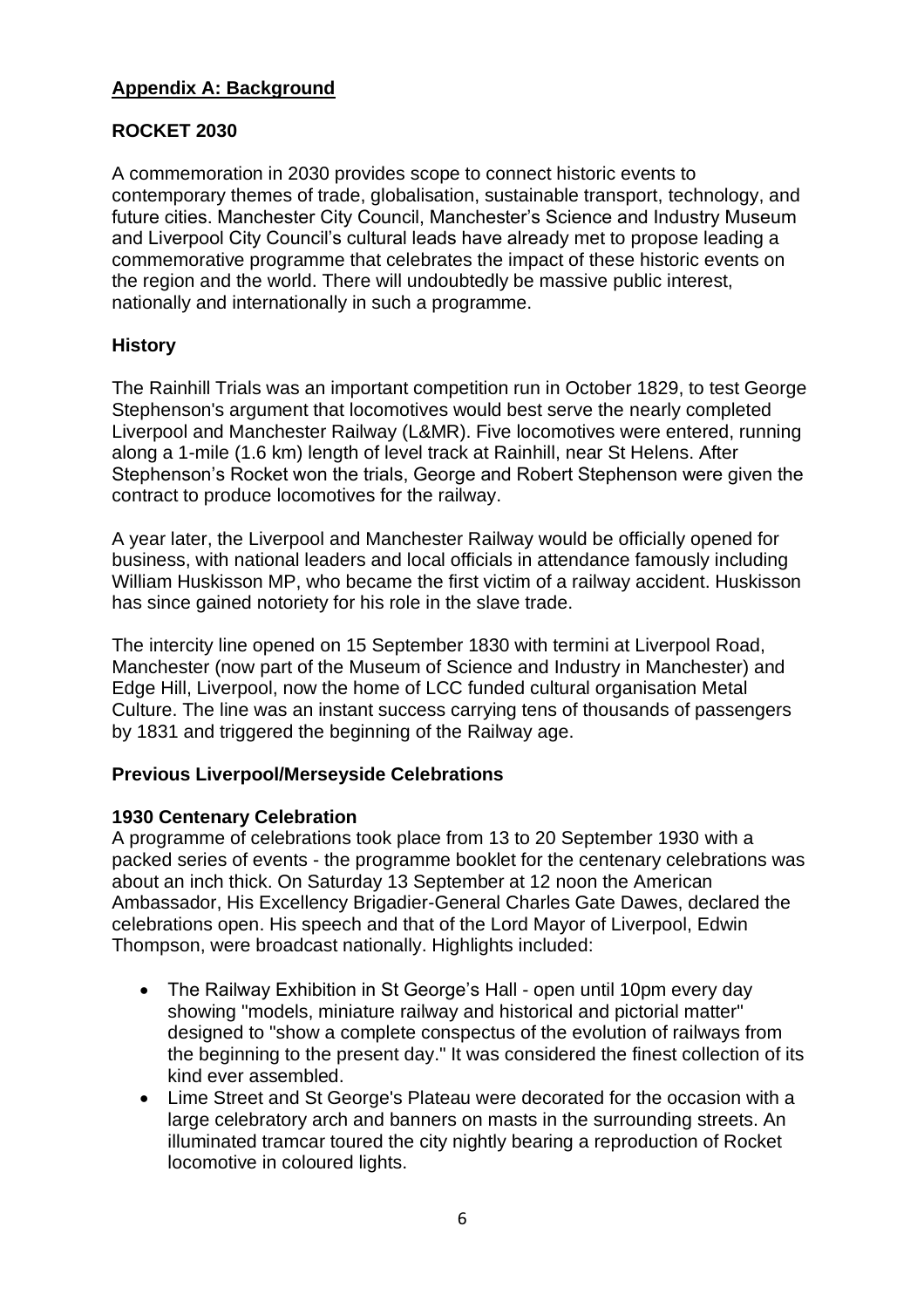## Appendix A: Background

### ROCKET 2030

A commemoration in 2030 provides scope to connect historic events to contemporary themes of trade, globalisation, sustainable transport, technology, and future cities. Manchester City Council, Manchester's Science and Industry Museum and Liverpool City Council's cultural leads have already met to propose leading a commemorative programme that celebrates the impact of these historic events on the region and the world. There will undoubtedly be massive public interest, nationally and internationally in such a programme.

### History

The Rainhill Trials was an important competition run in October 1829, to test George Stephenson's argument that locomotives would best serve the nearly completed Liverpool and Manchester Railway (L&MR). Five locomotives were entered, running along a 1-mile (1.6 km) length of level track at Rainhill, near St Helens. After Stephenson's Rocket won the trials, George and Robert Stephenson were given the contract to produce locomotives for the railway.

A year later, the Liverpool and Manchester Railway would be officially opened for business, with national leaders and local officials in attendance famously including William Huskisson MP, who became the first victim of a railway accident. Huskisson has since gained notoriety for his role in the slave trade.

The intercity line opened on 15 September 1830 with termini at Liverpool Road, Manchester (now part of the Museum of Science and Industry in Manchester) and Edge Hill, Liverpool, now the home of LCC funded cultural organisation Metal Culture. The line was an instant success carrying tens of thousands of passengers by 1831 and triggered the beginning of the Railway age.

### Previous Liverpool/Merseyside Celebrations

#### 1930 Centenary Celebration

A programme of celebrations took place from 13 to 20 September 1930 with a packed series of events - the programme booklet for the centenary celebrations was about an inch thick. On Saturday 13 September at 12 noon the American Ambassador, His Excellency Brigadier-General Charles Gate Dawes, declared the celebrations open. His speech and that of the Lord Mayor of Liverpool, Edwin Thompson, were broadcast nationally. Highlights included:

- The Railway Exhibition in St George's Hall - open until 10pm every day showing "models, miniature railway and historical and pictorial matter" designed to "show a complete conspectus of the evolution of railways from the beginning to the present day." It was considered the finest collection of its kind ever assembled.
- Lime Street and St George's Plateau were decorated for the occasion with a large celebratory arch and banners on masts in the surrounding streets. An illuminated tramcar toured the city nightly bearing a reproduction of Rocket locomotive in coloured lights.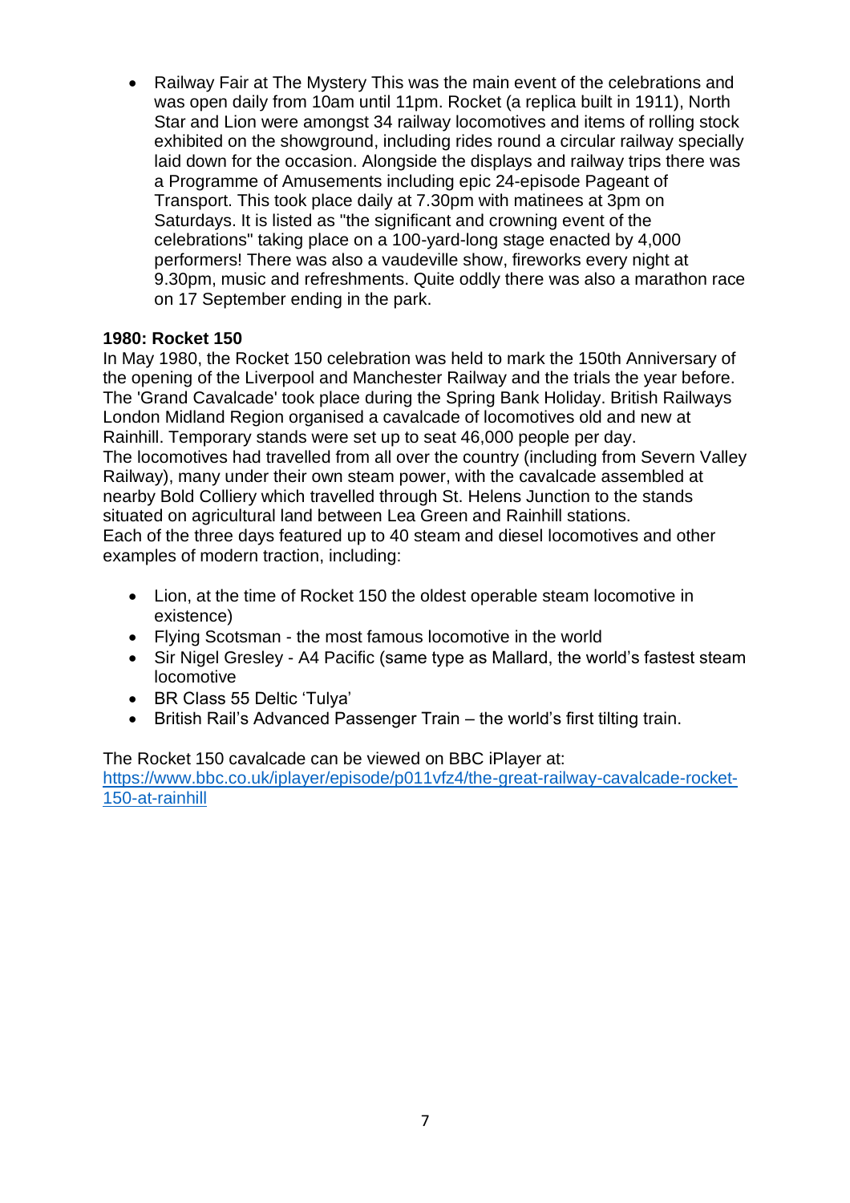- Railway Fair at The Mystery This was the main event of the celebrations and was open daily from 10am until 11pm. Rocket (a replica built in 1911), North Star and Lion were amongst 34 railway locomotives and items of rolling stock exhibited on the showground, including rides round a circular railway specially laid down for the occasion. Alongside the displays and railway trips there was a Programme of Amusements including epic 24-episode Pageant of Transport. This took place daily at 7.30pm with matinees at 3pm on Saturdays. It is listed as "the significant and crowning event of the celebrations" taking place on a 100-yard-long stage enacted by 4,000 performers! There was also a vaudeville show, fireworks every night at 9.30pm, music and refreshments. Quite oddly there was also a marathon race on 17 September ending in the park.

**1980: Rocket 150**

In May 1980, the Rocket 150 celebration was held to mark the 150th Anniversary of the opening of the Liverpool and Manchester Railway and the trials the year before. The 'Grand Cavalcade' took place during the Spring Bank Holiday. British Railways London Midland Region organised a cavalcade of locomotives old and new at Rainhill. Temporary stands were set up to seat 46,000 people per day.
The locomotives had travelled from all over the country (including from Severn Valley Railway), many under their own steam power, with the cavalcade assembled at nearby Bold Colliery which travelled through St. Helens Junction to the stands situated on agricultural land between Lea Green and Rainhill stations.
Each of the three days featured up to 40 steam and diesel locomotives and other examples of modern traction, including:

- Lion, at the time of Rocket 150 the oldest operable steam locomotive in existence)
- Flying Scotsman - the most famous locomotive in the world
- Sir Nigel Gresley - A4 Pacific (same type as Mallard, the world's fastest steam locomotive
- BR Class 55 Deltic 'Tulya'
- British Rail's Advanced Passenger Train – the world's first tilting train.

The Rocket 150 cavalcade can be viewed on BBC iPlayer at:
[https://www.bbc.co.uk/iplayer/episode/p011vfz4/the-great-railway-cavalcade-rocket-150-at-rainhill](https://www.bbc.co.uk/iplayer/episode/p011vfz4/the-great-railway-cavalcade-rocket-150-at-rainhill)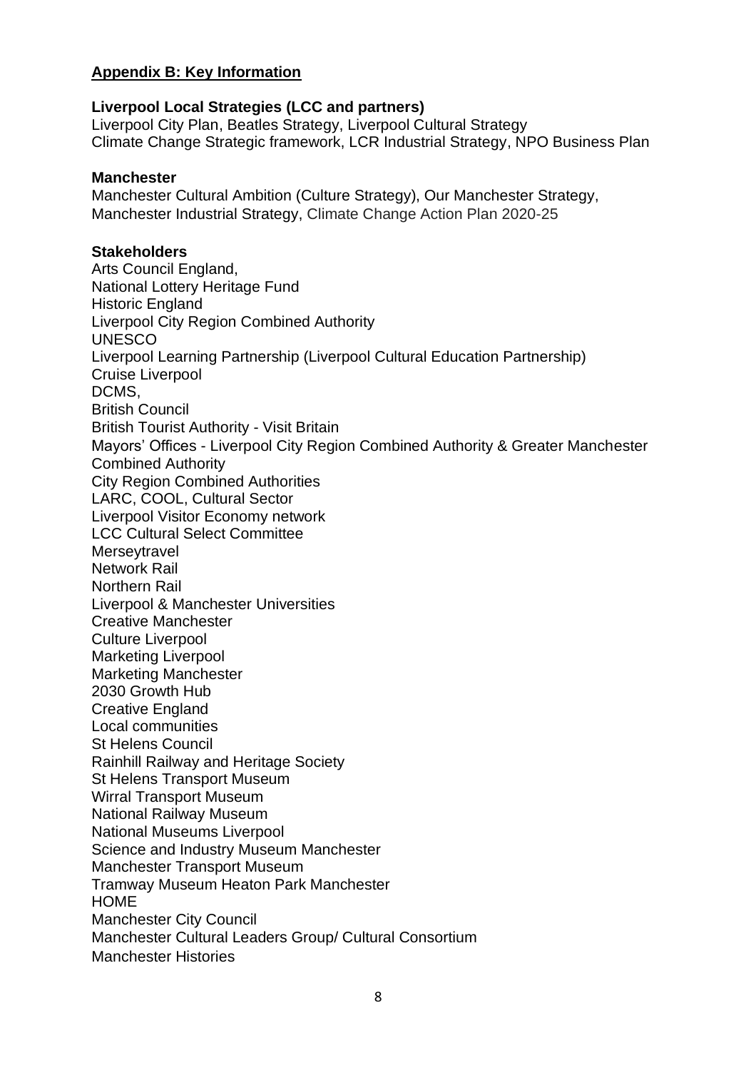## Appendix B: Key Information

**Liverpool Local Strategies (LCC and partners)**

Liverpool City Plan, Beatles Strategy, Liverpool Cultural Strategy
Climate Change Strategic framework, LCR Industrial Strategy, NPO Business Plan

**Manchester**

Manchester Cultural Ambition (Culture Strategy), Our Manchester Strategy, Manchester Industrial Strategy, Climate Change Action Plan 2020-25

**Stakeholders**

Arts Council England,
National Lottery Heritage Fund
Historic England
Liverpool City Region Combined Authority
UNESCO
Liverpool Learning Partnership (Liverpool Cultural Education Partnership)
Cruise Liverpool
DCMS,
British Council
British Tourist Authority - Visit Britain
Mayors' Offices - Liverpool City Region Combined Authority & Greater Manchester Combined Authority
City Region Combined Authorities
LARC, COOL, Cultural Sector
Liverpool Visitor Economy network
LCC Cultural Select Committee
Merseytravel
Network Rail
Northern Rail
Liverpool & Manchester Universities
Creative Manchester
Culture Liverpool
Marketing Liverpool
Marketing Manchester
2030 Growth Hub
Creative England
Local communities
St Helens Council
Rainhill Railway and Heritage Society
St Helens Transport Museum
Wirral Transport Museum
National Railway Museum
National Museums Liverpool
Science and Industry Museum Manchester
Manchester Transport Museum
Tramway Museum Heaton Park Manchester
HOME
Manchester City Council
Manchester Cultural Leaders Group/ Cultural Consortium
Manchester Histories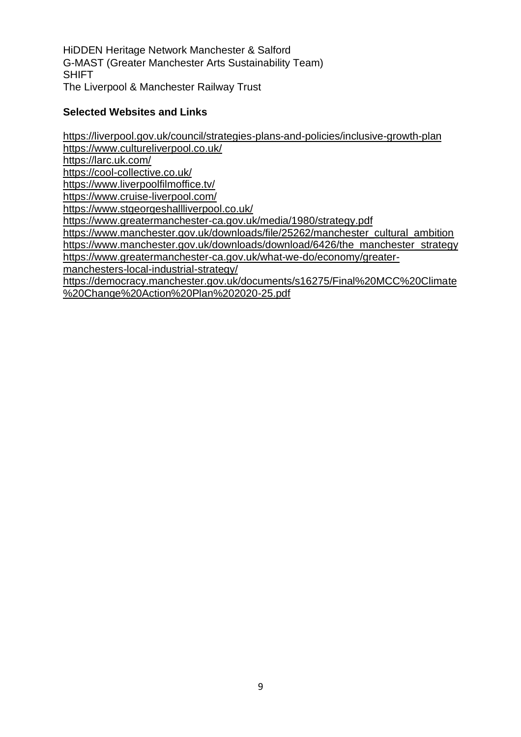HiDDEN Heritage Network Manchester & Salford
G-MAST (Greater Manchester Arts Sustainability Team)
SHIFT
The Liverpool & Manchester Railway Trust

**Selected Websites and Links**

https://liverpool.gov.uk/council/strategies-plans-and-policies/inclusive-growth-plan
https://www.cultureliverpool.co.uk/
https://larc.uk.com/
https://cool-collective.co.uk/
https://www.liverpoolfilmoffice.tv/
https://www.cruise-liverpool.com/
https://www.stgeorgeshallliverpool.co.uk/
https://www.greatermanchester-ca.gov.uk/media/1980/strategy.pdf
https://www.manchester.gov.uk/downloads/file/25262/manchester_cultural_ambition
https://www.manchester.gov.uk/downloads/download/6426/the_manchester_strategy
https://www.greatermanchester-ca.gov.uk/what-we-do/economy/greater-manchesters-local-industrial-strategy/
https://democracy.manchester.gov.uk/documents/s16275/Final%20MCC%20Climate%20Change%20Action%20Plan%202020-25.pdf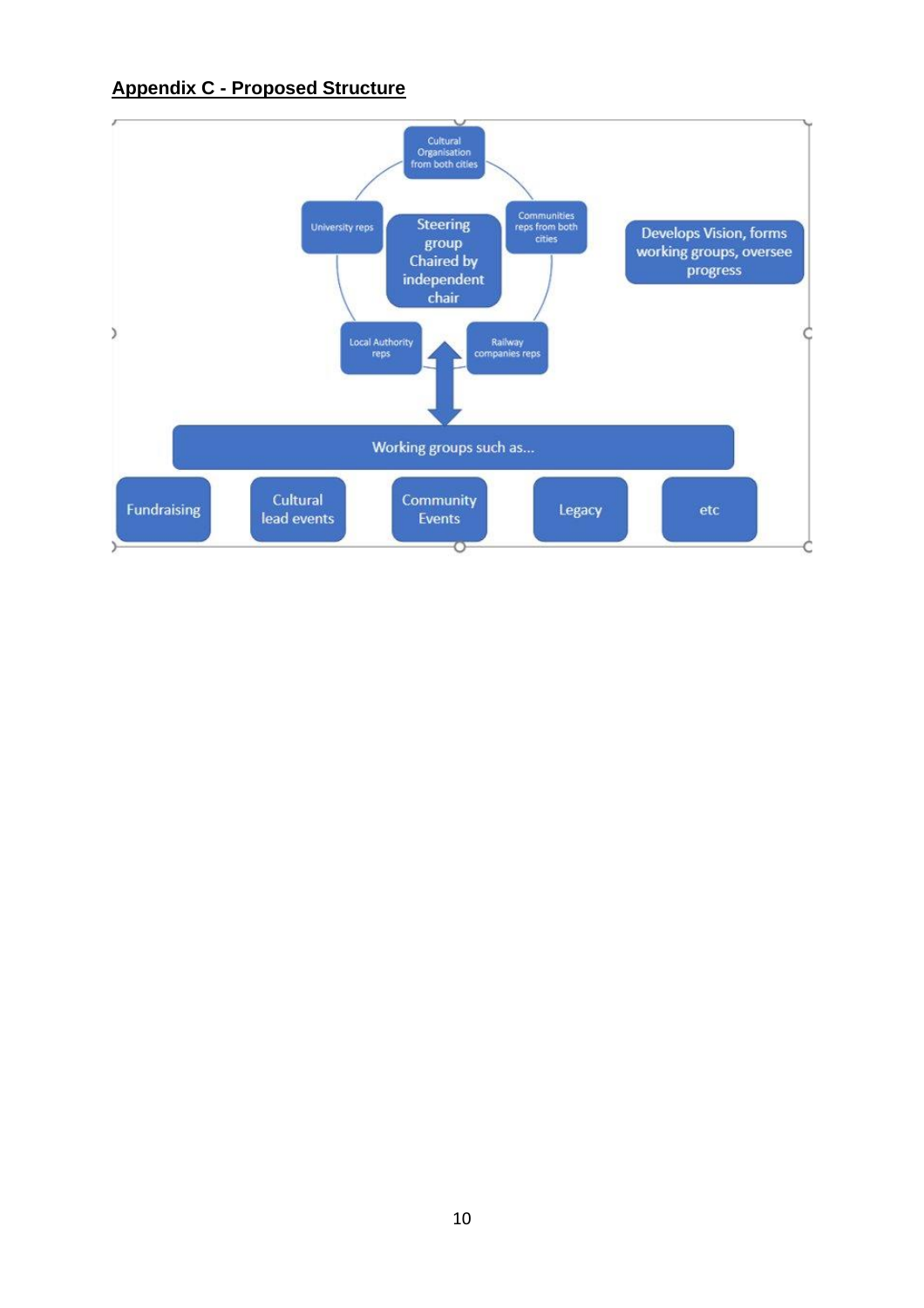## Appendix C - Proposed Structure

Cultural Organisation from both cities

University reps

Steering group Chaired by independent chair

Communities reps from both cities

Develops Vision, forms working groups, oversee progress

Local Authority reps

Railway companies reps

Working groups such as...

Fundraising

Cultural lead events

Community Events

Legacy

etc